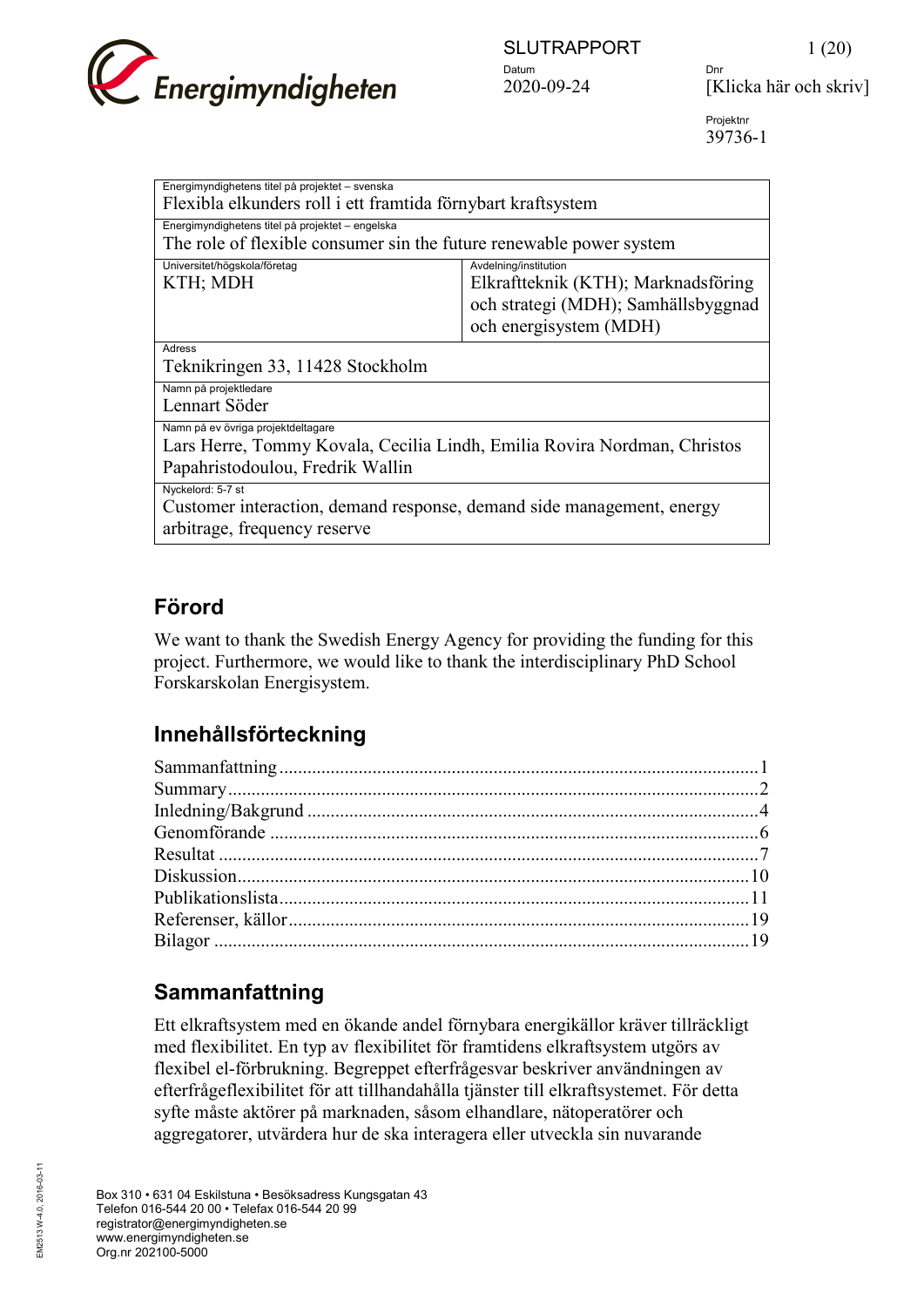SLUTRAPPORT

Datum 2020-09-24

Dnr [Klicka här och skriv]

Projektnr 39736-1

| Energimyndighetens titel på projektet – svenska | |
|---|---|
| Flexibla elkunders roll i ett framtida förnybart kraftsystem | |
| Energimyndighetens titel på projektet – engelska | |
| The role of flexible consumer sin the future renewable power system | |
| Universitet/högskola/företag | Avdelning/institution |
| KTH; MDH | Elkraftteknik (KTH); Marknadsföring och strategi (MDH); Samhällsbyggnad och energisystem (MDH) |
| Adress | |
| Teknikringen 33, 11428 Stockholm | |
| Namn på projektledare | |
| Lennart Söder | |
| Namn på ev övriga projektdeltagare | |
| Lars Herre, Tommy Kovala, Cecilia Lindh, Emilia Rovira Nordman, Christos Papahristodoulou, Fredrik Wallin | |
| Nyckelord: 5-7 st | |
| Customer interaction, demand response, demand side management, energy arbitrage, frequency reserve | |

## Förord

We want to thank the Swedish Energy Agency for providing the funding for this project. Furthermore, we would like to thank the interdisciplinary PhD School Forskarskolan Energisystem.

## Innehållsförteckning

- Sammanfattning ..... 1
- Summary ..... 2
- Inledning/Bakgrund ..... 4
- Genomförande ..... 6
- Resultat ..... 7
- Diskussion ..... 10
- Publikationslista ..... 11
- Referenser, källor ..... 19
- Bilagor ..... 19

## Sammanfattning

Ett elkraftsystem med en ökande andel förnybara energikällor kräver tillräckligt med flexibilitet. En typ av flexibilitet för framtidens elkraftsystem utgörs av flexibel el-förbrukning. Begreppet efterfrågesvar beskriver användningen av efterfrågeflexibilitet för att tillhandahålla tjänster till elkraftsystemet. För detta syfte måste aktörer på marknaden, såsom elhandlare, nätoperatörer och aggregatorer, utvärdera hur de ska interagera eller utveckla sin nuvarande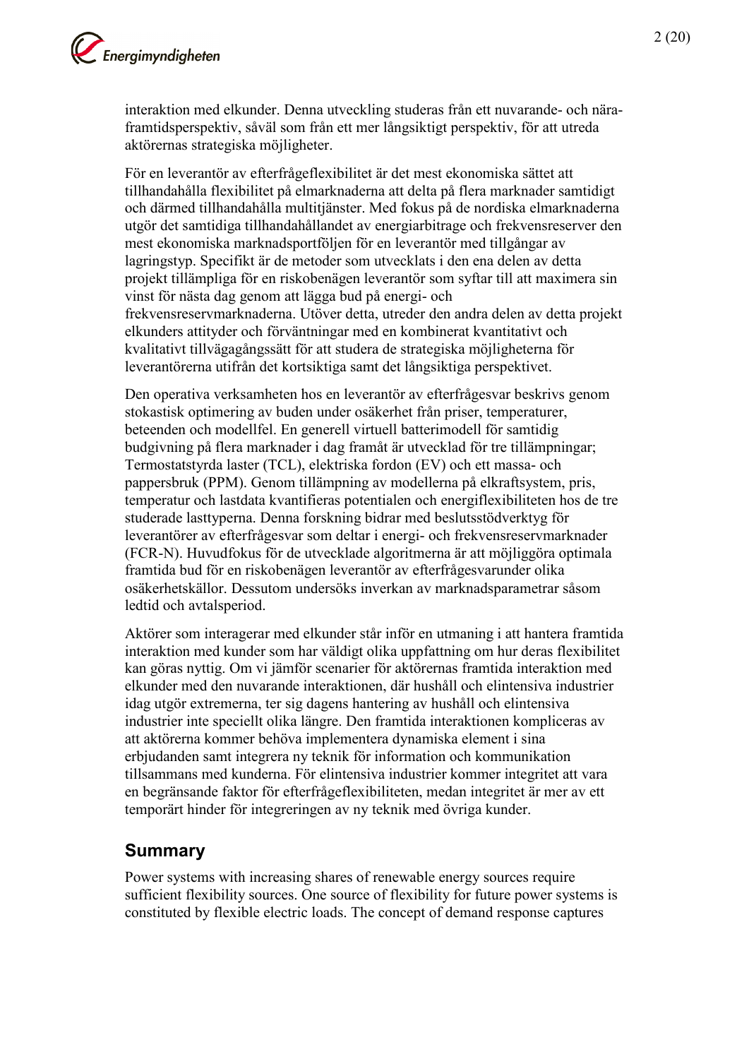interaktion med elkunder. Denna utveckling studeras från ett nuvarande- och nära-framtidsperspektiv, såväl som från ett mer långsiktigt perspektiv, för att utreda aktörernas strategiska möjligheter.

För en leverantör av efterfrågeflexibilitet är det mest ekonomiska sättet att tillhandahålla flexibilitet på elmarknaderna att delta på flera marknader samtidigt och därmed tillhandahålla multitjänster. Med fokus på de nordiska elmarknaderna utgör det samtidiga tillhandahållandet av energiarbitrage och frekvensreserver den mest ekonomiska marknadsportföljen för en leverantör med tillgångar av lagringstyp. Specifikt är de metoder som utvecklats i den ena delen av detta projekt tillämpliga för en riskobenägen leverantör som syftar till att maximera sin vinst för nästa dag genom att lägga bud på energi- och frekvensreservmarknaderna. Utöver detta, utreder den andra delen av detta projekt elkunders attityder och förväntningar med en kombinerat kvantitativt och kvalitativt tillvägagångssätt för att studera de strategiska möjligheterna för leverantörerna utifrån det kortsiktiga samt det långsiktiga perspektivet.

Den operativa verksamheten hos en leverantör av efterfrågesvar beskrivs genom stokastisk optimering av buden under osäkerhet från priser, temperaturer, beteenden och modellfel. En generell virtuell batterimodell för samtidig budgivning på flera marknader i dag framåt är utvecklad för tre tillämpningar; Termostatstyrda laster (TCL), elektriska fordon (EV) och ett massa- och pappersbruk (PPM). Genom tillämpning av modellerna på elkraftsystem, pris, temperatur och lastdata kvantifieras potentialen och energiflexibiliteten hos de tre studerade lasttyperna. Denna forskning bidrar med beslutsstödverktyg för leverantörer av efterfrågesvar som deltar i energi- och frekvensreservmarknader (FCR-N). Huvudfokus för de utvecklade algoritmerna är att möjliggöra optimala framtida bud för en riskobenägen leverantör av efterfrågesvarunder olika osäkerhetskällor. Dessutom undersöks inverkan av marknadsparametrar såsom ledtid och avtalsperiod.

Aktörer som interagerar med elkunder står inför en utmaning i att hantera framtida interaktion med kunder som har väldigt olika uppfattning om hur deras flexibilitet kan göras nyttig. Om vi jämför scenarier för aktörernas framtida interaktion med elkunder med den nuvarande interaktionen, där hushåll och elintensiva industrier idag utgör extremerna, ter sig dagens hantering av hushåll och elintensiva industrier inte speciellt olika längre. Den framtida interaktionen kompliceras av att aktörerna kommer behöva implementera dynamiska element i sina erbjudanden samt integrera ny teknik för information och kommunikation tillsammans med kunderna. För elintensiva industrier kommer integritet att vara en begränsande faktor för efterfrågeflexibiliteten, medan integritet är mer av ett temporärt hinder för integreringen av ny teknik med övriga kunder.

## Summary

Power systems with increasing shares of renewable energy sources require sufficient flexibility sources. One source of flexibility for future power systems is constituted by flexible electric loads. The concept of demand response captures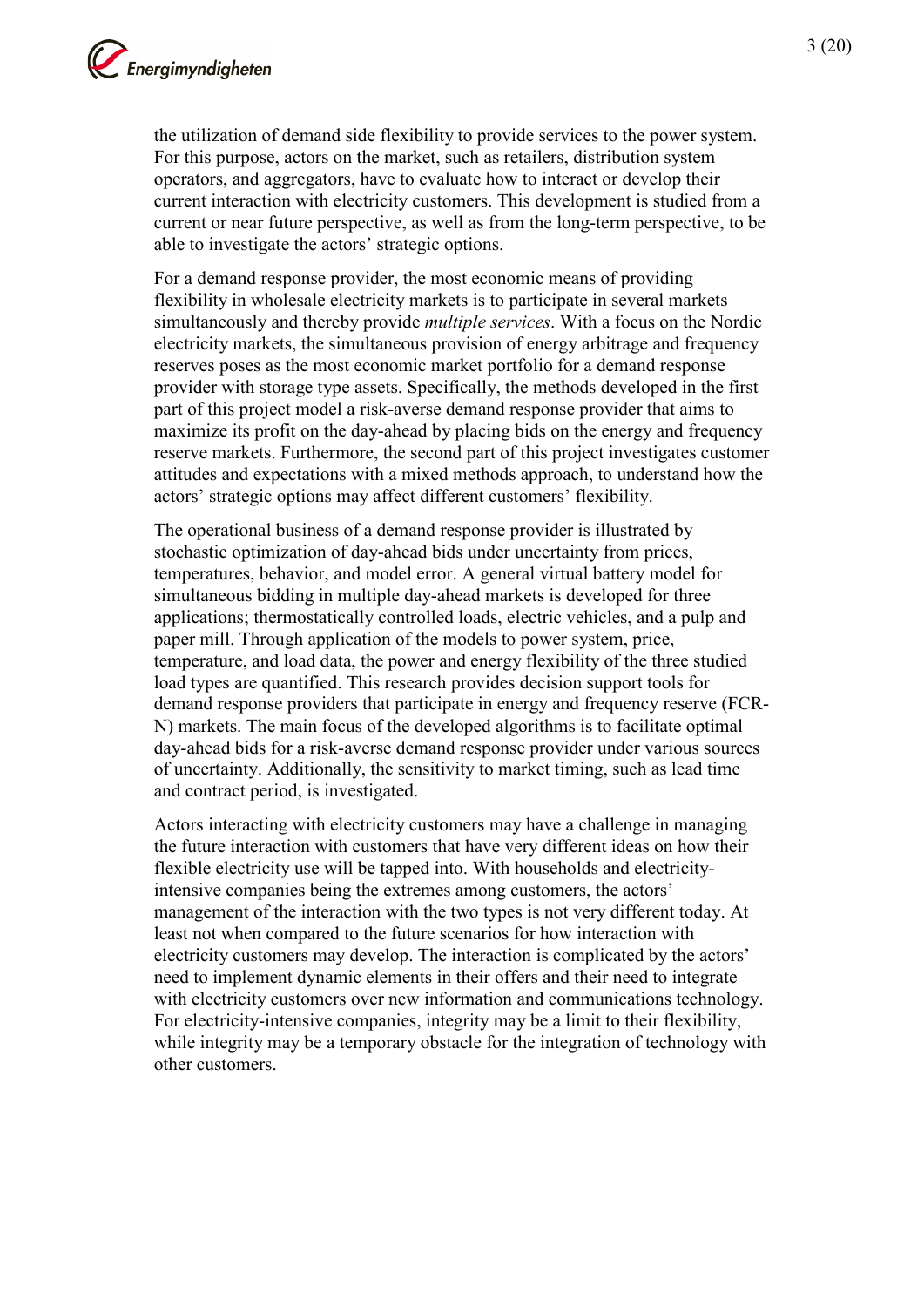the utilization of demand side flexibility to provide services to the power system. For this purpose, actors on the market, such as retailers, distribution system operators, and aggregators, have to evaluate how to interact or develop their current interaction with electricity customers. This development is studied from a current or near future perspective, as well as from the long-term perspective, to be able to investigate the actors' strategic options.

For a demand response provider, the most economic means of providing flexibility in wholesale electricity markets is to participate in several markets simultaneously and thereby provide *multiple services*. With a focus on the Nordic electricity markets, the simultaneous provision of energy arbitrage and frequency reserves poses as the most economic market portfolio for a demand response provider with storage type assets. Specifically, the methods developed in the first part of this project model a risk-averse demand response provider that aims to maximize its profit on the day-ahead by placing bids on the energy and frequency reserve markets. Furthermore, the second part of this project investigates customer attitudes and expectations with a mixed methods approach, to understand how the actors' strategic options may affect different customers' flexibility.

The operational business of a demand response provider is illustrated by stochastic optimization of day-ahead bids under uncertainty from prices, temperatures, behavior, and model error. A general virtual battery model for simultaneous bidding in multiple day-ahead markets is developed for three applications; thermostatically controlled loads, electric vehicles, and a pulp and paper mill. Through application of the models to power system, price, temperature, and load data, the power and energy flexibility of the three studied load types are quantified. This research provides decision support tools for demand response providers that participate in energy and frequency reserve (FCR-N) markets. The main focus of the developed algorithms is to facilitate optimal day-ahead bids for a risk-averse demand response provider under various sources of uncertainty. Additionally, the sensitivity to market timing, such as lead time and contract period, is investigated.

Actors interacting with electricity customers may have a challenge in managing the future interaction with customers that have very different ideas on how their flexible electricity use will be tapped into. With households and electricity-intensive companies being the extremes among customers, the actors' management of the interaction with the two types is not very different today. At least not when compared to the future scenarios for how interaction with electricity customers may develop. The interaction is complicated by the actors' need to implement dynamic elements in their offers and their need to integrate with electricity customers over new information and communications technology. For electricity-intensive companies, integrity may be a limit to their flexibility, while integrity may be a temporary obstacle for the integration of technology with other customers.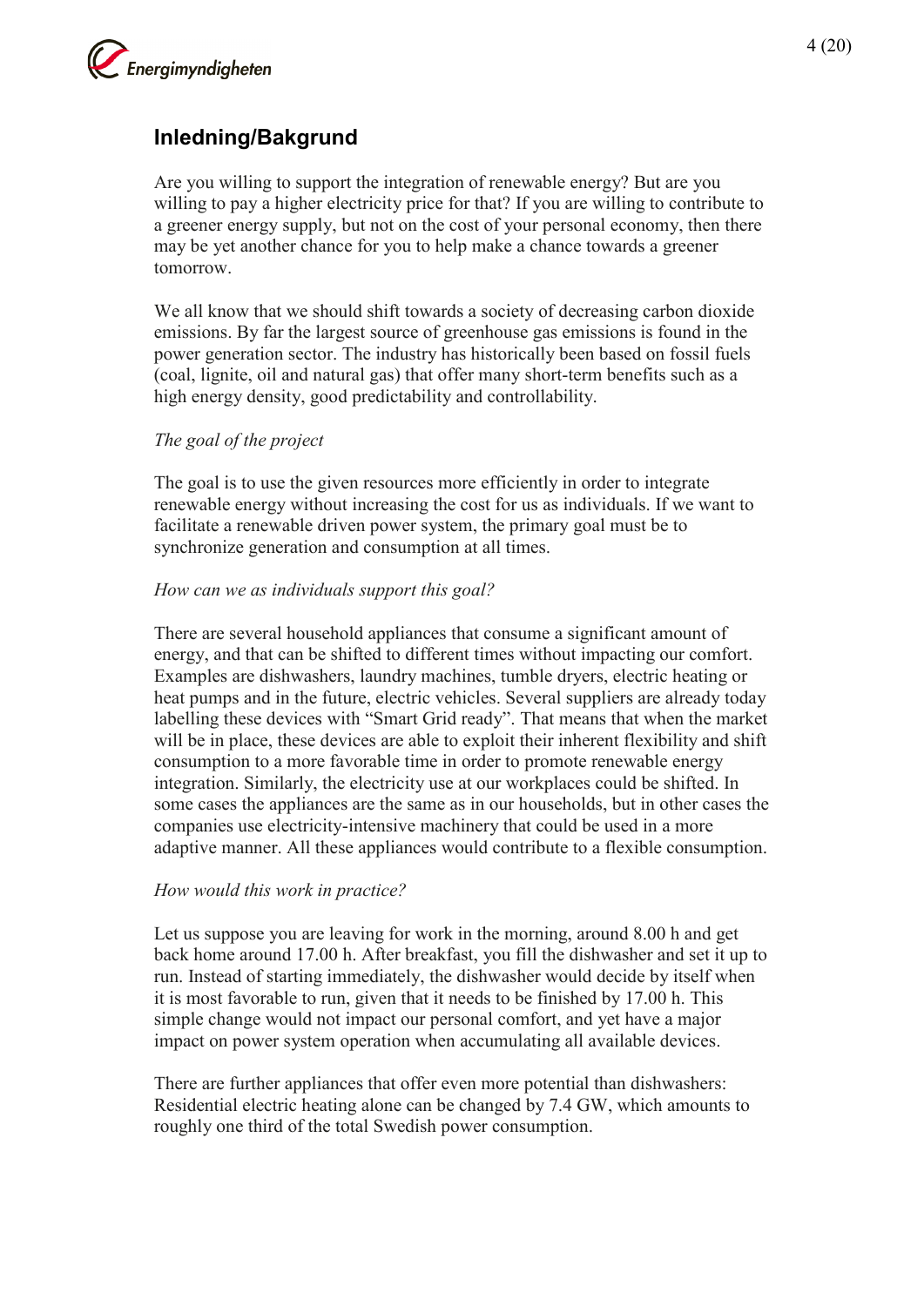## Inledning/Bakgrund

Are you willing to support the integration of renewable energy? But are you willing to pay a higher electricity price for that? If you are willing to contribute to a greener energy supply, but not on the cost of your personal economy, then there may be yet another chance for you to help make a chance towards a greener tomorrow.

We all know that we should shift towards a society of decreasing carbon dioxide emissions. By far the largest source of greenhouse gas emissions is found in the power generation sector. The industry has historically been based on fossil fuels (coal, lignite, oil and natural gas) that offer many short-term benefits such as a high energy density, good predictability and controllability.

*The goal of the project*

The goal is to use the given resources more efficiently in order to integrate renewable energy without increasing the cost for us as individuals. If we want to facilitate a renewable driven power system, the primary goal must be to synchronize generation and consumption at all times.

*How can we as individuals support this goal?*

There are several household appliances that consume a significant amount of energy, and that can be shifted to different times without impacting our comfort. Examples are dishwashers, laundry machines, tumble dryers, electric heating or heat pumps and in the future, electric vehicles. Several suppliers are already today labelling these devices with "Smart Grid ready". That means that when the market will be in place, these devices are able to exploit their inherent flexibility and shift consumption to a more favorable time in order to promote renewable energy integration. Similarly, the electricity use at our workplaces could be shifted. In some cases the appliances are the same as in our households, but in other cases the companies use electricity-intensive machinery that could be used in a more adaptive manner. All these appliances would contribute to a flexible consumption.

*How would this work in practice?*

Let us suppose you are leaving for work in the morning, around 8.00 h and get back home around 17.00 h. After breakfast, you fill the dishwasher and set it up to run. Instead of starting immediately, the dishwasher would decide by itself when it is most favorable to run, given that it needs to be finished by 17.00 h. This simple change would not impact our personal comfort, and yet have a major impact on power system operation when accumulating all available devices.

There are further appliances that offer even more potential than dishwashers: Residential electric heating alone can be changed by 7.4 GW, which amounts to roughly one third of the total Swedish power consumption.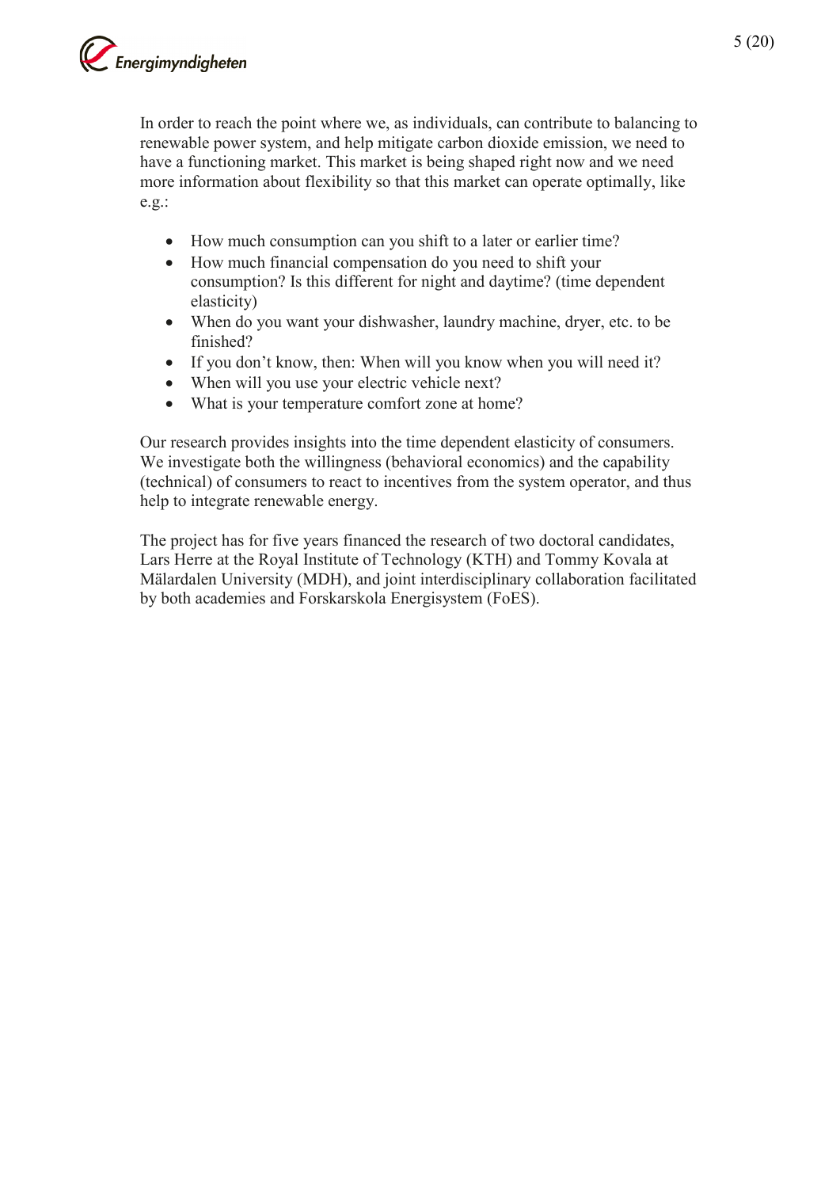In order to reach the point where we, as individuals, can contribute to balancing to renewable power system, and help mitigate carbon dioxide emission, we need to have a functioning market. This market is being shaped right now and we need more information about flexibility so that this market can operate optimally, like e.g.:

- How much consumption can you shift to a later or earlier time?
- How much financial compensation do you need to shift your consumption? Is this different for night and daytime? (time dependent elasticity)
- When do you want your dishwasher, laundry machine, dryer, etc. to be finished?
- If you don't know, then: When will you know when you will need it?
- When will you use your electric vehicle next?
- What is your temperature comfort zone at home?

Our research provides insights into the time dependent elasticity of consumers. We investigate both the willingness (behavioral economics) and the capability (technical) of consumers to react to incentives from the system operator, and thus help to integrate renewable energy.

The project has for five years financed the research of two doctoral candidates, Lars Herre at the Royal Institute of Technology (KTH) and Tommy Kovala at Mälardalen University (MDH), and joint interdisciplinary collaboration facilitated by both academies and Forskarskola Energisystem (FoES).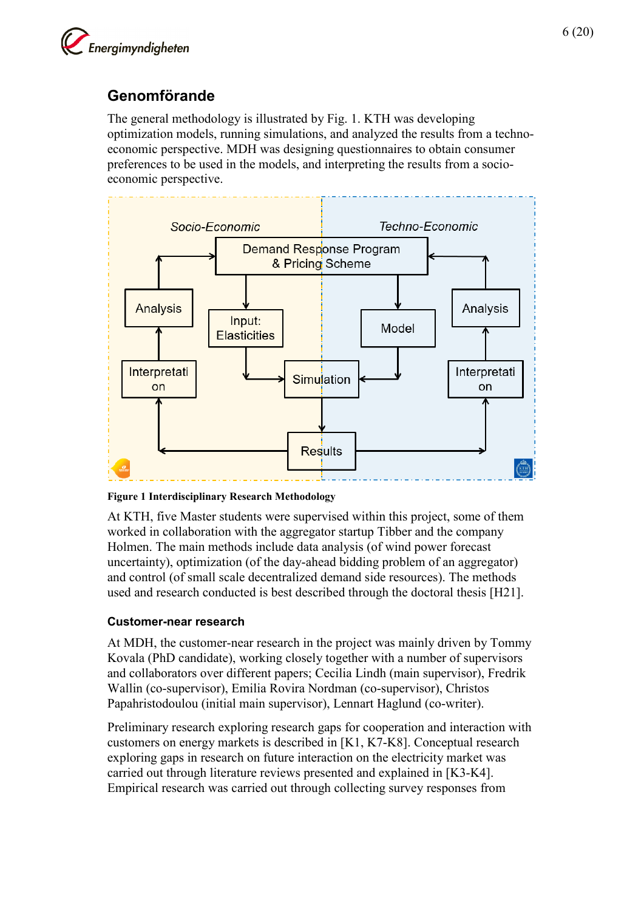## Genomförande

The general methodology is illustrated by Fig. 1. KTH was developing optimization models, running simulations, and analyzed the results from a techno-economic perspective. MDH was designing questionnaires to obtain consumer preferences to be used in the models, and interpreting the results from a socio-economic perspective.

**Figure 1 Interdisciplinary Research Methodology**

At KTH, five Master students were supervised within this project, some of them worked in collaboration with the aggregator startup Tibber and the company Holmen. The main methods include data analysis (of wind power forecast uncertainty), optimization (of the day-ahead bidding problem of an aggregator) and control (of small scale decentralized demand side resources). The methods used and research conducted is best described through the doctoral thesis [H21].

### Customer-near research

At MDH, the customer-near research in the project was mainly driven by Tommy Kovala (PhD candidate), working closely together with a number of supervisors and collaborators over different papers; Cecilia Lindh (main supervisor), Fredrik Wallin (co-supervisor), Emilia Rovira Nordman (co-supervisor), Christos Papahristodoulou (initial main supervisor), Lennart Haglund (co-writer).

Preliminary research exploring research gaps for cooperation and interaction with customers on energy markets is described in [K1, K7-K8]. Conceptual research exploring gaps in research on future interaction on the electricity market was carried out through literature reviews presented and explained in [K3-K4]. Empirical research was carried out through collecting survey responses from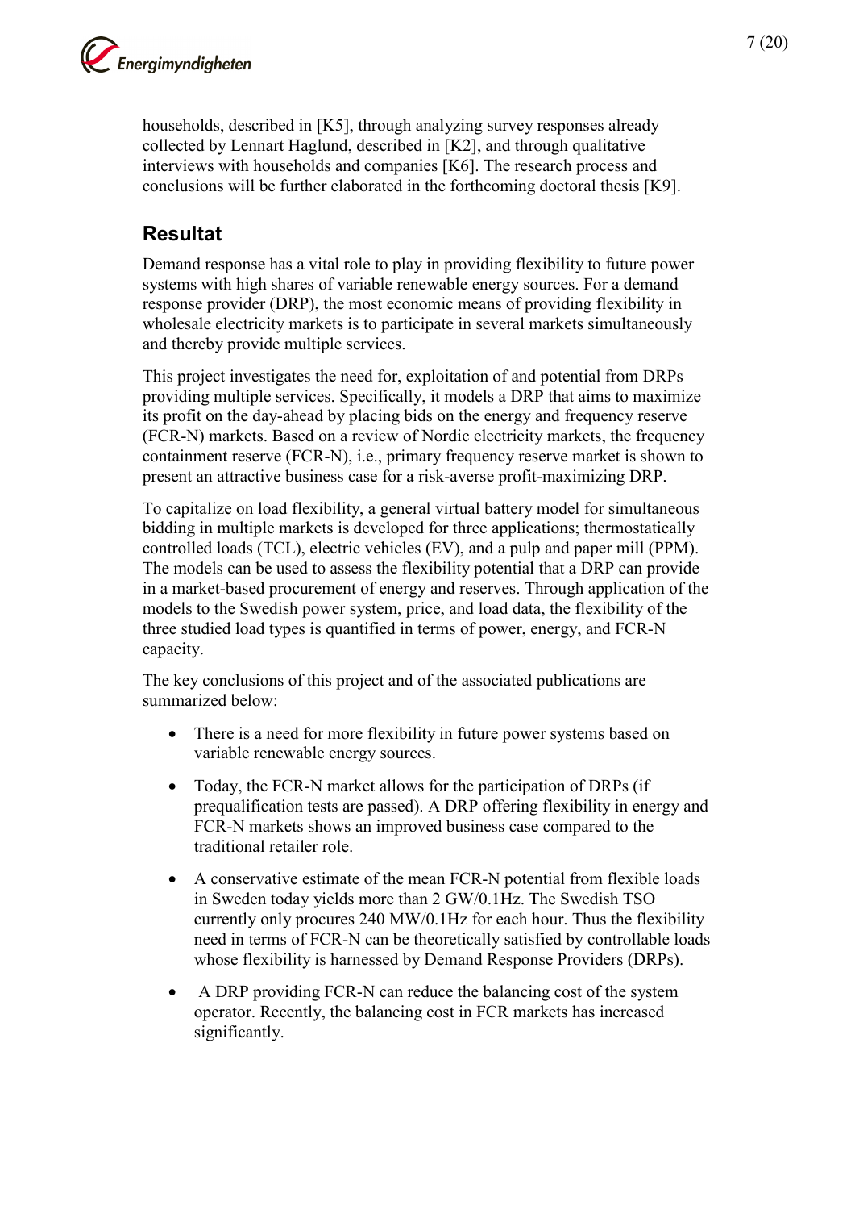households, described in [K5], through analyzing survey responses already collected by Lennart Haglund, described in [K2], and through qualitative interviews with households and companies [K6]. The research process and conclusions will be further elaborated in the forthcoming doctoral thesis [K9].

## Resultat

Demand response has a vital role to play in providing flexibility to future power systems with high shares of variable renewable energy sources. For a demand response provider (DRP), the most economic means of providing flexibility in wholesale electricity markets is to participate in several markets simultaneously and thereby provide multiple services.

This project investigates the need for, exploitation of and potential from DRPs providing multiple services. Specifically, it models a DRP that aims to maximize its profit on the day-ahead by placing bids on the energy and frequency reserve (FCR-N) markets. Based on a review of Nordic electricity markets, the frequency containment reserve (FCR-N), i.e., primary frequency reserve market is shown to present an attractive business case for a risk-averse profit-maximizing DRP.

To capitalize on load flexibility, a general virtual battery model for simultaneous bidding in multiple markets is developed for three applications; thermostatically controlled loads (TCL), electric vehicles (EV), and a pulp and paper mill (PPM). The models can be used to assess the flexibility potential that a DRP can provide in a market-based procurement of energy and reserves. Through application of the models to the Swedish power system, price, and load data, the flexibility of the three studied load types is quantified in terms of power, energy, and FCR-N capacity.

The key conclusions of this project and of the associated publications are summarized below:

- There is a need for more flexibility in future power systems based on variable renewable energy sources.
- Today, the FCR-N market allows for the participation of DRPs (if prequalification tests are passed). A DRP offering flexibility in energy and FCR-N markets shows an improved business case compared to the traditional retailer role.
- A conservative estimate of the mean FCR-N potential from flexible loads in Sweden today yields more than 2 GW/0.1Hz. The Swedish TSO currently only procures 240 MW/0.1Hz for each hour. Thus the flexibility need in terms of FCR-N can be theoretically satisfied by controllable loads whose flexibility is harnessed by Demand Response Providers (DRPs).
- A DRP providing FCR-N can reduce the balancing cost of the system operator. Recently, the balancing cost in FCR markets has increased significantly.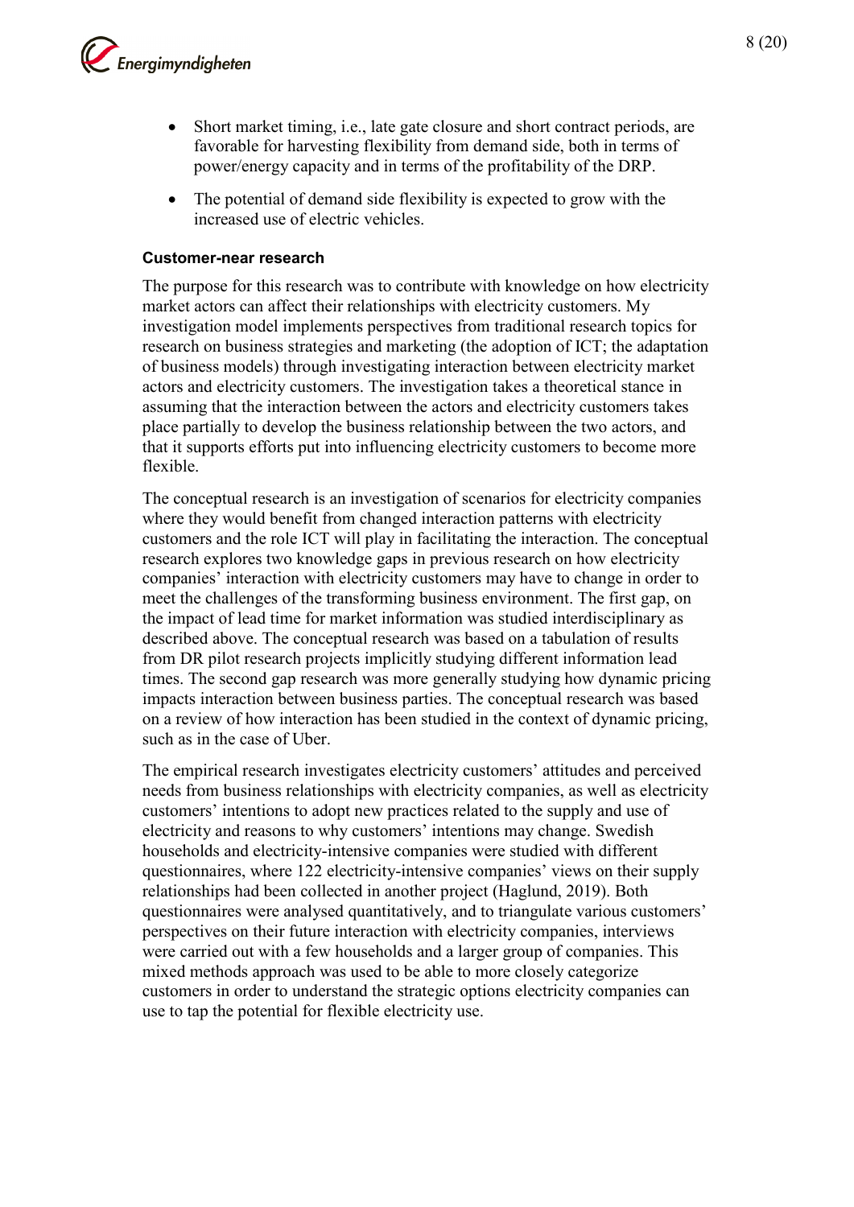- Short market timing, i.e., late gate closure and short contract periods, are favorable for harvesting flexibility from demand side, both in terms of power/energy capacity and in terms of the profitability of the DRP.
- The potential of demand side flexibility is expected to grow with the increased use of electric vehicles.

**Customer-near research**

The purpose for this research was to contribute with knowledge on how electricity market actors can affect their relationships with electricity customers. My investigation model implements perspectives from traditional research topics for research on business strategies and marketing (the adoption of ICT; the adaptation of business models) through investigating interaction between electricity market actors and electricity customers. The investigation takes a theoretical stance in assuming that the interaction between the actors and electricity customers takes place partially to develop the business relationship between the two actors, and that it supports efforts put into influencing electricity customers to become more flexible.

The conceptual research is an investigation of scenarios for electricity companies where they would benefit from changed interaction patterns with electricity customers and the role ICT will play in facilitating the interaction. The conceptual research explores two knowledge gaps in previous research on how electricity companies' interaction with electricity customers may have to change in order to meet the challenges of the transforming business environment. The first gap, on the impact of lead time for market information was studied interdisciplinary as described above. The conceptual research was based on a tabulation of results from DR pilot research projects implicitly studying different information lead times. The second gap research was more generally studying how dynamic pricing impacts interaction between business parties. The conceptual research was based on a review of how interaction has been studied in the context of dynamic pricing, such as in the case of Uber.

The empirical research investigates electricity customers' attitudes and perceived needs from business relationships with electricity companies, as well as electricity customers' intentions to adopt new practices related to the supply and use of electricity and reasons to why customers' intentions may change. Swedish households and electricity-intensive companies were studied with different questionnaires, where 122 electricity-intensive companies' views on their supply relationships had been collected in another project (Haglund, 2019). Both questionnaires were analysed quantitatively, and to triangulate various customers' perspectives on their future interaction with electricity companies, interviews were carried out with a few households and a larger group of companies. This mixed methods approach was used to be able to more closely categorize customers in order to understand the strategic options electricity companies can use to tap the potential for flexible electricity use.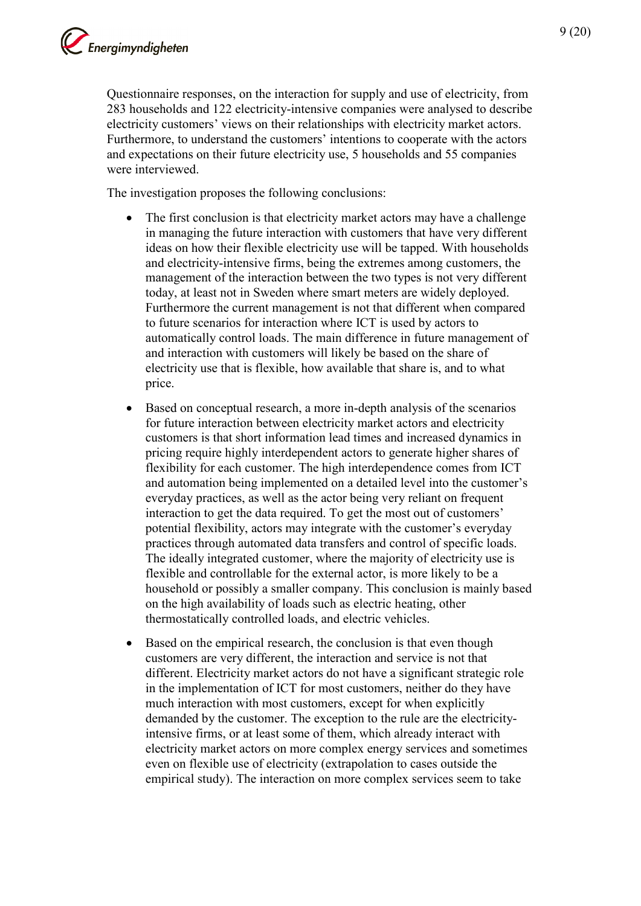Questionnaire responses, on the interaction for supply and use of electricity, from 283 households and 122 electricity-intensive companies were analysed to describe electricity customers' views on their relationships with electricity market actors. Furthermore, to understand the customers' intentions to cooperate with the actors and expectations on their future electricity use, 5 households and 55 companies were interviewed.

The investigation proposes the following conclusions:

- The first conclusion is that electricity market actors may have a challenge in managing the future interaction with customers that have very different ideas on how their flexible electricity use will be tapped. With households and electricity-intensive firms, being the extremes among customers, the management of the interaction between the two types is not very different today, at least not in Sweden where smart meters are widely deployed. Furthermore the current management is not that different when compared to future scenarios for interaction where ICT is used by actors to automatically control loads. The main difference in future management of and interaction with customers will likely be based on the share of electricity use that is flexible, how available that share is, and to what price.

- Based on conceptual research, a more in-depth analysis of the scenarios for future interaction between electricity market actors and electricity customers is that short information lead times and increased dynamics in pricing require highly interdependent actors to generate higher shares of flexibility for each customer. The high interdependence comes from ICT and automation being implemented on a detailed level into the customer's everyday practices, as well as the actor being very reliant on frequent interaction to get the data required. To get the most out of customers' potential flexibility, actors may integrate with the customer's everyday practices through automated data transfers and control of specific loads. The ideally integrated customer, where the majority of electricity use is flexible and controllable for the external actor, is more likely to be a household or possibly a smaller company. This conclusion is mainly based on the high availability of loads such as electric heating, other thermostatically controlled loads, and electric vehicles.

- Based on the empirical research, the conclusion is that even though customers are very different, the interaction and service is not that different. Electricity market actors do not have a significant strategic role in the implementation of ICT for most customers, neither do they have much interaction with most customers, except for when explicitly demanded by the customer. The exception to the rule are the electricity-intensive firms, or at least some of them, which already interact with electricity market actors on more complex energy services and sometimes even on flexible use of electricity (extrapolation to cases outside the empirical study). The interaction on more complex services seem to take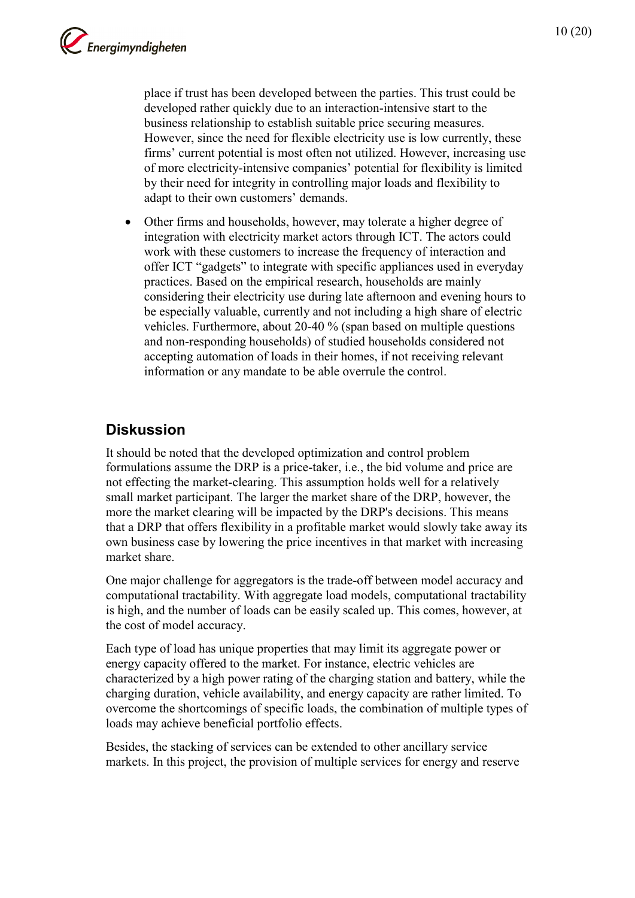place if trust has been developed between the parties. This trust could be developed rather quickly due to an interaction-intensive start to the business relationship to establish suitable price securing measures. However, since the need for flexible electricity use is low currently, these firms' current potential is most often not utilized. However, increasing use of more electricity-intensive companies' potential for flexibility is limited by their need for integrity in controlling major loads and flexibility to adapt to their own customers' demands.

- Other firms and households, however, may tolerate a higher degree of integration with electricity market actors through ICT. The actors could work with these customers to increase the frequency of interaction and offer ICT "gadgets" to integrate with specific appliances used in everyday practices. Based on the empirical research, households are mainly considering their electricity use during late afternoon and evening hours to be especially valuable, currently and not including a high share of electric vehicles. Furthermore, about 20-40 % (span based on multiple questions and non-responding households) of studied households considered not accepting automation of loads in their homes, if not receiving relevant information or any mandate to be able overrule the control.

## Diskussion

It should be noted that the developed optimization and control problem formulations assume the DRP is a price-taker, i.e., the bid volume and price are not effecting the market-clearing. This assumption holds well for a relatively small market participant. The larger the market share of the DRP, however, the more the market clearing will be impacted by the DRP's decisions. This means that a DRP that offers flexibility in a profitable market would slowly take away its own business case by lowering the price incentives in that market with increasing market share.

One major challenge for aggregators is the trade-off between model accuracy and computational tractability. With aggregate load models, computational tractability is high, and the number of loads can be easily scaled up. This comes, however, at the cost of model accuracy.

Each type of load has unique properties that may limit its aggregate power or energy capacity offered to the market. For instance, electric vehicles are characterized by a high power rating of the charging station and battery, while the charging duration, vehicle availability, and energy capacity are rather limited. To overcome the shortcomings of specific loads, the combination of multiple types of loads may achieve beneficial portfolio effects.

Besides, the stacking of services can be extended to other ancillary service markets. In this project, the provision of multiple services for energy and reserve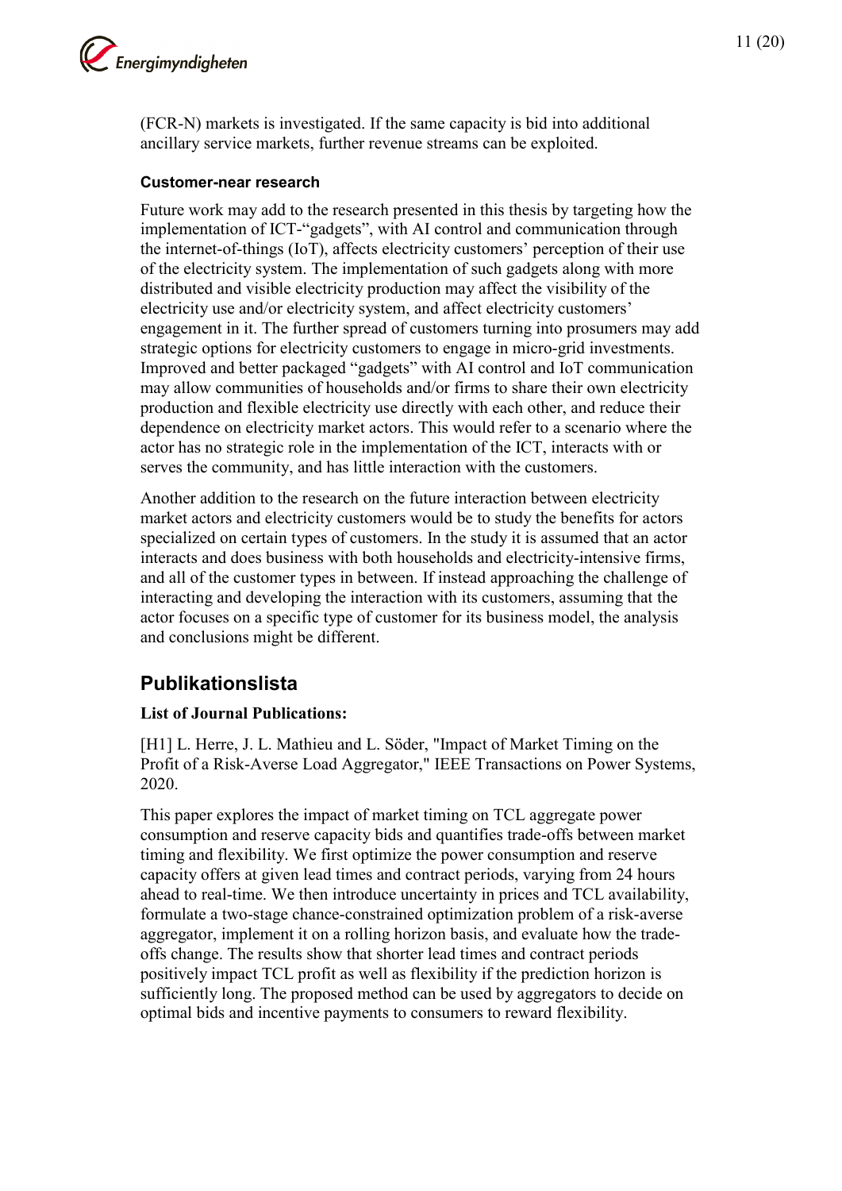(FCR-N) markets is investigated. If the same capacity is bid into additional ancillary service markets, further revenue streams can be exploited.

### Customer-near research

Future work may add to the research presented in this thesis by targeting how the implementation of ICT-"gadgets", with AI control and communication through the internet-of-things (IoT), affects electricity customers' perception of their use of the electricity system. The implementation of such gadgets along with more distributed and visible electricity production may affect the visibility of the electricity use and/or electricity system, and affect electricity customers' engagement in it. The further spread of customers turning into prosumers may add strategic options for electricity customers to engage in micro-grid investments. Improved and better packaged "gadgets" with AI control and IoT communication may allow communities of households and/or firms to share their own electricity production and flexible electricity use directly with each other, and reduce their dependence on electricity market actors. This would refer to a scenario where the actor has no strategic role in the implementation of the ICT, interacts with or serves the community, and has little interaction with the customers.

Another addition to the research on the future interaction between electricity market actors and electricity customers would be to study the benefits for actors specialized on certain types of customers. In the study it is assumed that an actor interacts and does business with both households and electricity-intensive firms, and all of the customer types in between. If instead approaching the challenge of interacting and developing the interaction with its customers, assuming that the actor focuses on a specific type of customer for its business model, the analysis and conclusions might be different.

## Publikationslista

**List of Journal Publications:**

[H1] L. Herre, J. L. Mathieu and L. Söder, "Impact of Market Timing on the Profit of a Risk-Averse Load Aggregator," IEEE Transactions on Power Systems, 2020.

This paper explores the impact of market timing on TCL aggregate power consumption and reserve capacity bids and quantifies trade-offs between market timing and flexibility. We first optimize the power consumption and reserve capacity offers at given lead times and contract periods, varying from 24 hours ahead to real-time. We then introduce uncertainty in prices and TCL availability, formulate a two-stage chance-constrained optimization problem of a risk-averse aggregator, implement it on a rolling horizon basis, and evaluate how the trade-offs change. The results show that shorter lead times and contract periods positively impact TCL profit as well as flexibility if the prediction horizon is sufficiently long. The proposed method can be used by aggregators to decide on optimal bids and incentive payments to consumers to reward flexibility.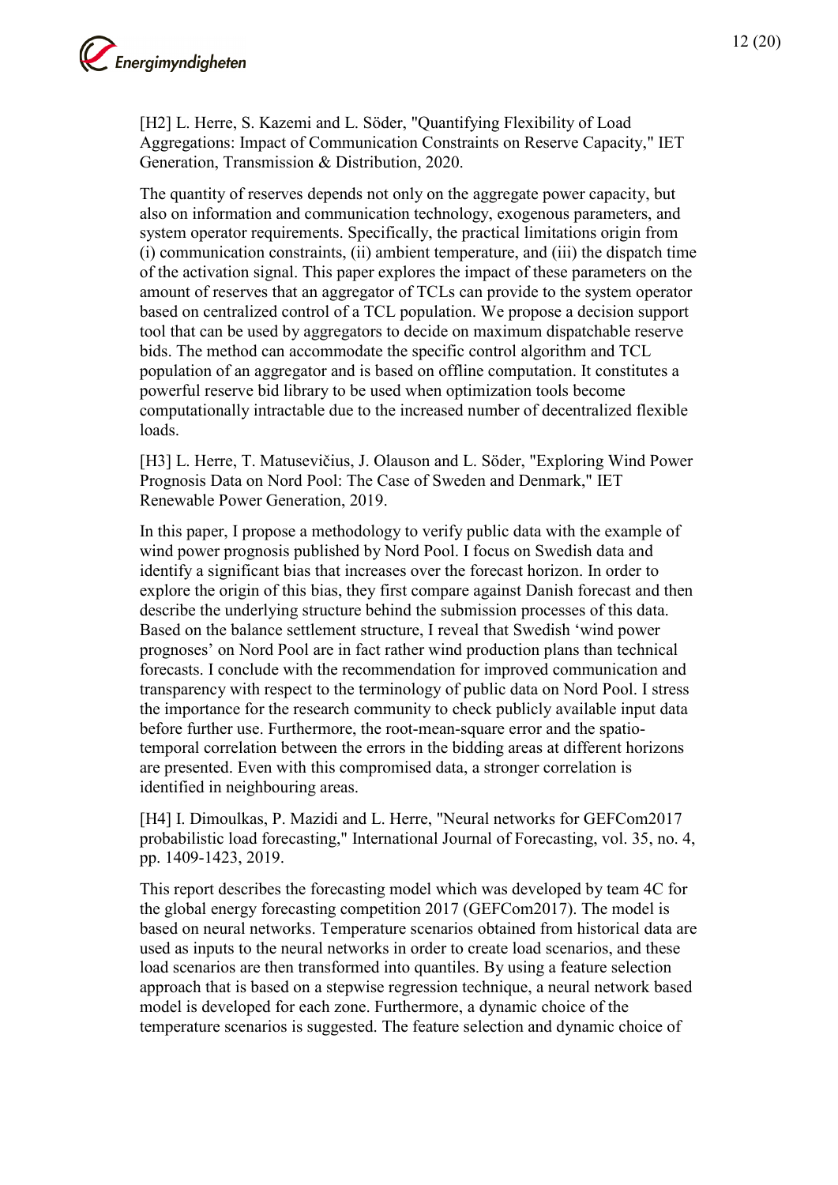[H2] L. Herre, S. Kazemi and L. Söder, "Quantifying Flexibility of Load Aggregations: Impact of Communication Constraints on Reserve Capacity," IET Generation, Transmission & Distribution, 2020.

The quantity of reserves depends not only on the aggregate power capacity, but also on information and communication technology, exogenous parameters, and system operator requirements. Specifically, the practical limitations origin from (i) communication constraints, (ii) ambient temperature, and (iii) the dispatch time of the activation signal. This paper explores the impact of these parameters on the amount of reserves that an aggregator of TCLs can provide to the system operator based on centralized control of a TCL population. We propose a decision support tool that can be used by aggregators to decide on maximum dispatchable reserve bids. The method can accommodate the specific control algorithm and TCL population of an aggregator and is based on offline computation. It constitutes a powerful reserve bid library to be used when optimization tools become computationally intractable due to the increased number of decentralized flexible loads.

[H3] L. Herre, T. Matusevičius, J. Olauson and L. Söder, "Exploring Wind Power Prognosis Data on Nord Pool: The Case of Sweden and Denmark," IET Renewable Power Generation, 2019.

In this paper, I propose a methodology to verify public data with the example of wind power prognosis published by Nord Pool. I focus on Swedish data and identify a significant bias that increases over the forecast horizon. In order to explore the origin of this bias, they first compare against Danish forecast and then describe the underlying structure behind the submission processes of this data. Based on the balance settlement structure, I reveal that Swedish 'wind power prognoses' on Nord Pool are in fact rather wind production plans than technical forecasts. I conclude with the recommendation for improved communication and transparency with respect to the terminology of public data on Nord Pool. I stress the importance for the research community to check publicly available input data before further use. Furthermore, the root-mean-square error and the spatio-temporal correlation between the errors in the bidding areas at different horizons are presented. Even with this compromised data, a stronger correlation is identified in neighbouring areas.

[H4] I. Dimoulkas, P. Mazidi and L. Herre, "Neural networks for GEFCom2017 probabilistic load forecasting," International Journal of Forecasting, vol. 35, no. 4, pp. 1409-1423, 2019.

This report describes the forecasting model which was developed by team 4C for the global energy forecasting competition 2017 (GEFCom2017). The model is based on neural networks. Temperature scenarios obtained from historical data are used as inputs to the neural networks in order to create load scenarios, and these load scenarios are then transformed into quantiles. By using a feature selection approach that is based on a stepwise regression technique, a neural network based model is developed for each zone. Furthermore, a dynamic choice of the temperature scenarios is suggested. The feature selection and dynamic choice of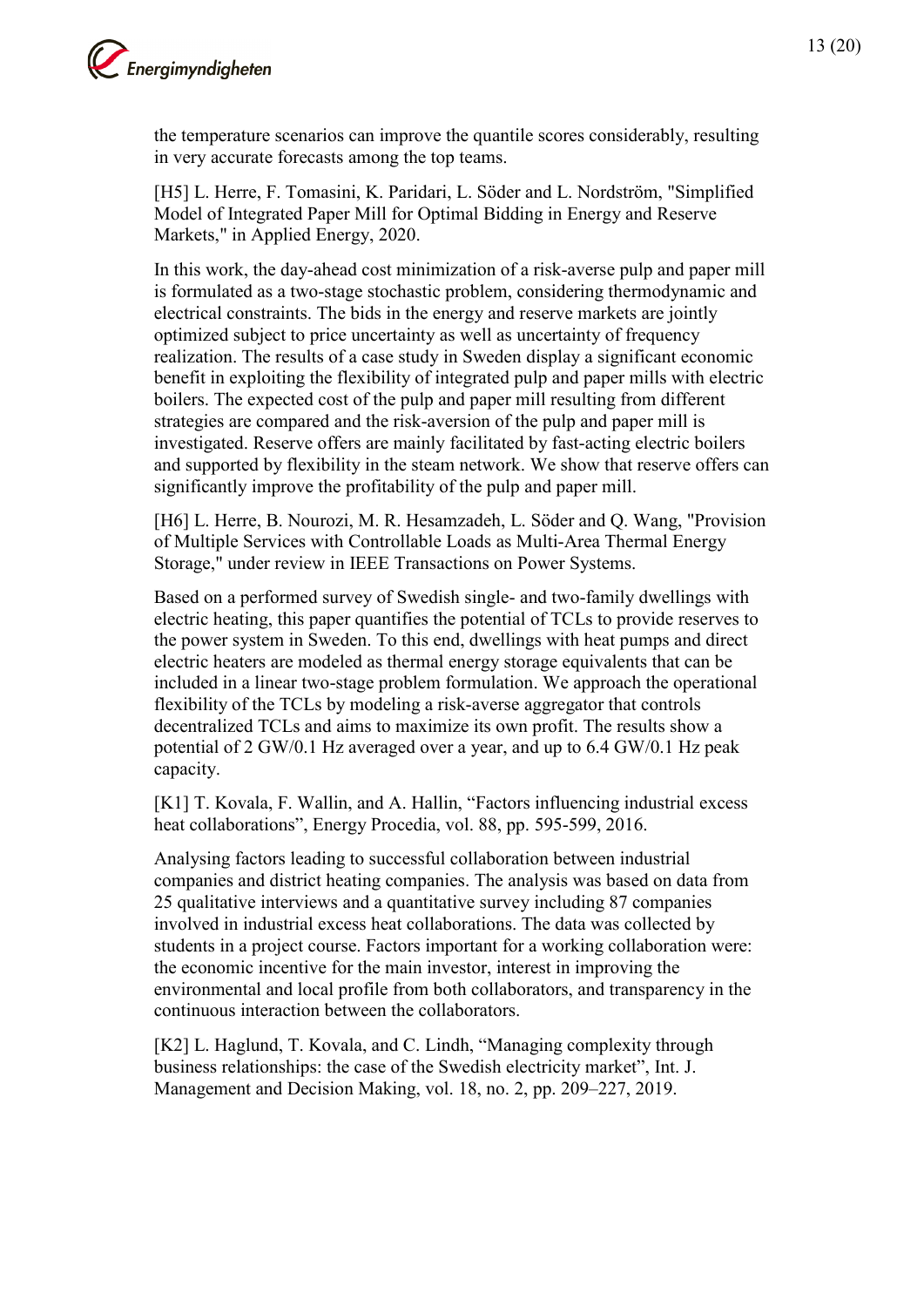the temperature scenarios can improve the quantile scores considerably, resulting in very accurate forecasts among the top teams.

[H5] L. Herre, F. Tomasini, K. Paridari, L. Söder and L. Nordström, "Simplified Model of Integrated Paper Mill for Optimal Bidding in Energy and Reserve Markets," in Applied Energy, 2020.

In this work, the day-ahead cost minimization of a risk-averse pulp and paper mill is formulated as a two-stage stochastic problem, considering thermodynamic and electrical constraints. The bids in the energy and reserve markets are jointly optimized subject to price uncertainty as well as uncertainty of frequency realization. The results of a case study in Sweden display a significant economic benefit in exploiting the flexibility of integrated pulp and paper mills with electric boilers. The expected cost of the pulp and paper mill resulting from different strategies are compared and the risk-aversion of the pulp and paper mill is investigated. Reserve offers are mainly facilitated by fast-acting electric boilers and supported by flexibility in the steam network. We show that reserve offers can significantly improve the profitability of the pulp and paper mill.

[H6] L. Herre, B. Nourozi, M. R. Hesamzadeh, L. Söder and Q. Wang, "Provision of Multiple Services with Controllable Loads as Multi-Area Thermal Energy Storage," under review in IEEE Transactions on Power Systems.

Based on a performed survey of Swedish single- and two-family dwellings with electric heating, this paper quantifies the potential of TCLs to provide reserves to the power system in Sweden. To this end, dwellings with heat pumps and direct electric heaters are modeled as thermal energy storage equivalents that can be included in a linear two-stage problem formulation. We approach the operational flexibility of the TCLs by modeling a risk-averse aggregator that controls decentralized TCLs and aims to maximize its own profit. The results show a potential of 2 GW/0.1 Hz averaged over a year, and up to 6.4 GW/0.1 Hz peak capacity.

[K1] T. Kovala, F. Wallin, and A. Hallin, "Factors influencing industrial excess heat collaborations", Energy Procedia, vol. 88, pp. 595-599, 2016.

Analysing factors leading to successful collaboration between industrial companies and district heating companies. The analysis was based on data from 25 qualitative interviews and a quantitative survey including 87 companies involved in industrial excess heat collaborations. The data was collected by students in a project course. Factors important for a working collaboration were: the economic incentive for the main investor, interest in improving the environmental and local profile from both collaborators, and transparency in the continuous interaction between the collaborators.

[K2] L. Haglund, T. Kovala, and C. Lindh, "Managing complexity through business relationships: the case of the Swedish electricity market", Int. J. Management and Decision Making, vol. 18, no. 2, pp. 209–227, 2019.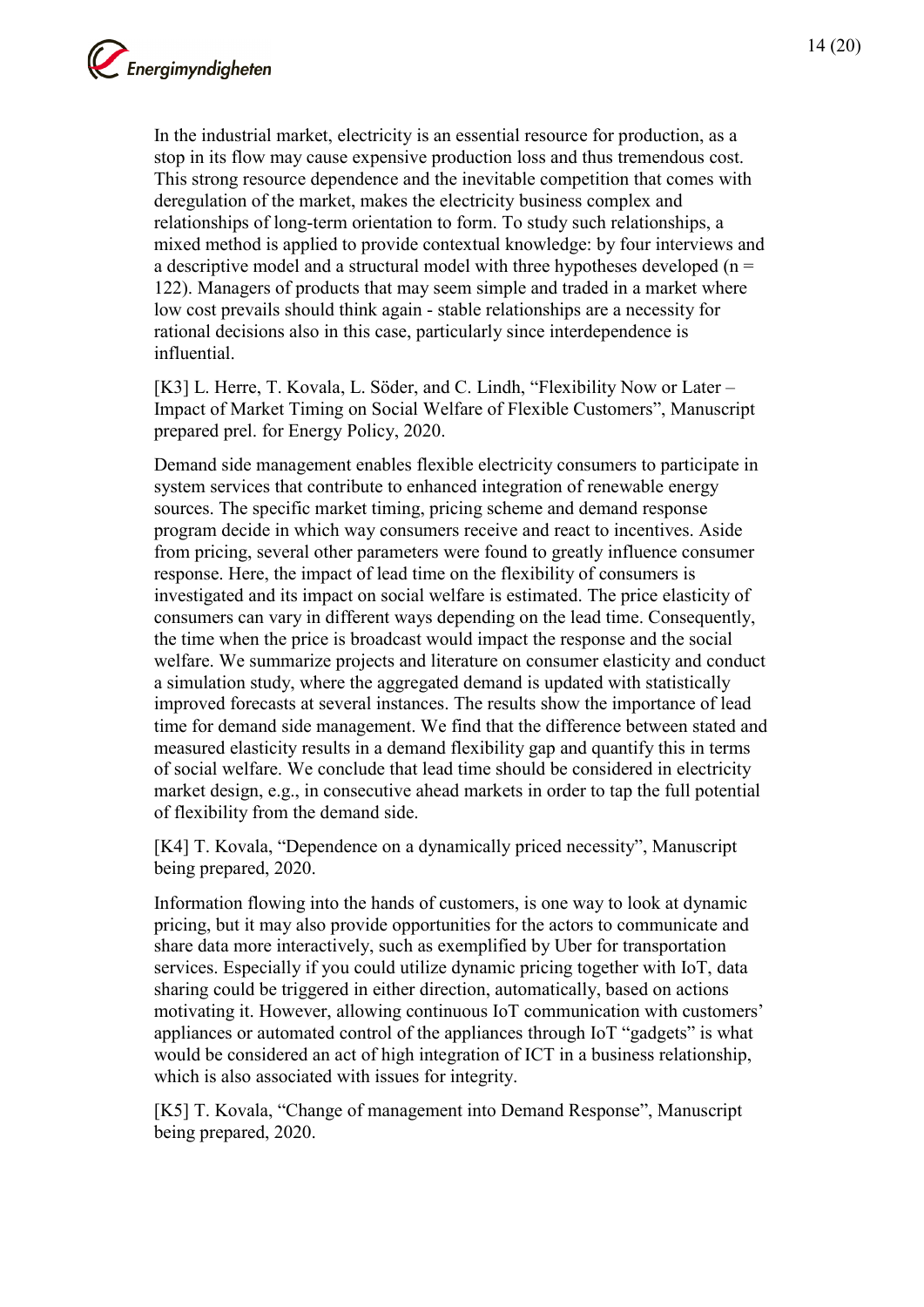In the industrial market, electricity is an essential resource for production, as a stop in its flow may cause expensive production loss and thus tremendous cost. This strong resource dependence and the inevitable competition that comes with deregulation of the market, makes the electricity business complex and relationships of long-term orientation to form. To study such relationships, a mixed method is applied to provide contextual knowledge: by four interviews and a descriptive model and a structural model with three hypotheses developed (n = 122). Managers of products that may seem simple and traded in a market where low cost prevails should think again - stable relationships are a necessity for rational decisions also in this case, particularly since interdependence is influential.

[K3] L. Herre, T. Kovala, L. Söder, and C. Lindh, "Flexibility Now or Later – Impact of Market Timing on Social Welfare of Flexible Customers", Manuscript prepared prel. for Energy Policy, 2020.

Demand side management enables flexible electricity consumers to participate in system services that contribute to enhanced integration of renewable energy sources. The specific market timing, pricing scheme and demand response program decide in which way consumers receive and react to incentives. Aside from pricing, several other parameters were found to greatly influence consumer response. Here, the impact of lead time on the flexibility of consumers is investigated and its impact on social welfare is estimated. The price elasticity of consumers can vary in different ways depending on the lead time. Consequently, the time when the price is broadcast would impact the response and the social welfare. We summarize projects and literature on consumer elasticity and conduct a simulation study, where the aggregated demand is updated with statistically improved forecasts at several instances. The results show the importance of lead time for demand side management. We find that the difference between stated and measured elasticity results in a demand flexibility gap and quantify this in terms of social welfare. We conclude that lead time should be considered in electricity market design, e.g., in consecutive ahead markets in order to tap the full potential of flexibility from the demand side.

[K4] T. Kovala, "Dependence on a dynamically priced necessity", Manuscript being prepared, 2020.

Information flowing into the hands of customers, is one way to look at dynamic pricing, but it may also provide opportunities for the actors to communicate and share data more interactively, such as exemplified by Uber for transportation services. Especially if you could utilize dynamic pricing together with IoT, data sharing could be triggered in either direction, automatically, based on actions motivating it. However, allowing continuous IoT communication with customers' appliances or automated control of the appliances through IoT "gadgets" is what would be considered an act of high integration of ICT in a business relationship, which is also associated with issues for integrity.

[K5] T. Kovala, "Change of management into Demand Response", Manuscript being prepared, 2020.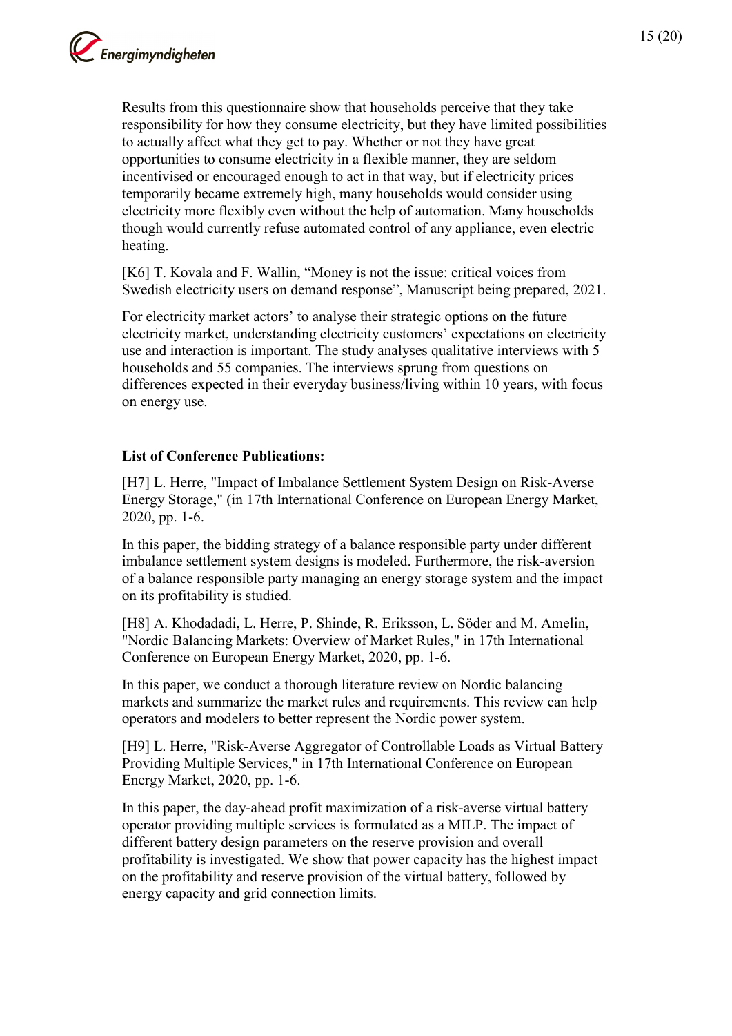Results from this questionnaire show that households perceive that they take responsibility for how they consume electricity, but they have limited possibilities to actually affect what they get to pay. Whether or not they have great opportunities to consume electricity in a flexible manner, they are seldom incentivised or encouraged enough to act in that way, but if electricity prices temporarily became extremely high, many households would consider using electricity more flexibly even without the help of automation. Many households though would currently refuse automated control of any appliance, even electric heating.

[K6] T. Kovala and F. Wallin, “Money is not the issue: critical voices from Swedish electricity users on demand response”, Manuscript being prepared, 2021.

For electricity market actors’ to analyse their strategic options on the future electricity market, understanding electricity customers’ expectations on electricity use and interaction is important. The study analyses qualitative interviews with 5 households and 55 companies. The interviews sprung from questions on differences expected in their everyday business/living within 10 years, with focus on energy use.

**List of Conference Publications:**

[H7] L. Herre, "Impact of Imbalance Settlement System Design on Risk-Averse Energy Storage," (in 17th International Conference on European Energy Market, 2020, pp. 1-6.

In this paper, the bidding strategy of a balance responsible party under different imbalance settlement system designs is modeled. Furthermore, the risk-aversion of a balance responsible party managing an energy storage system and the impact on its profitability is studied.

[H8] A. Khodadadi, L. Herre, P. Shinde, R. Eriksson, L. Söder and M. Amelin, "Nordic Balancing Markets: Overview of Market Rules," in 17th International Conference on European Energy Market, 2020, pp. 1-6.

In this paper, we conduct a thorough literature review on Nordic balancing markets and summarize the market rules and requirements. This review can help operators and modelers to better represent the Nordic power system.

[H9] L. Herre, "Risk-Averse Aggregator of Controllable Loads as Virtual Battery Providing Multiple Services," in 17th International Conference on European Energy Market, 2020, pp. 1-6.

In this paper, the day-ahead profit maximization of a risk-averse virtual battery operator providing multiple services is formulated as a MILP. The impact of different battery design parameters on the reserve provision and overall profitability is investigated. We show that power capacity has the highest impact on the profitability and reserve provision of the virtual battery, followed by energy capacity and grid connection limits.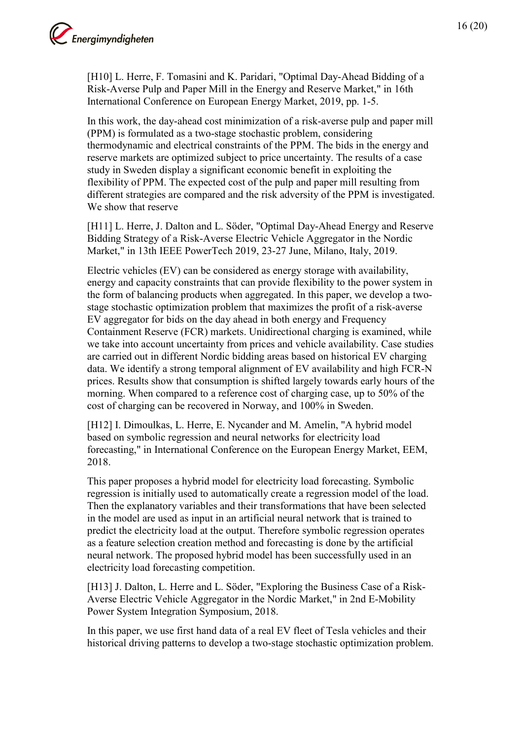[H10] L. Herre, F. Tomasini and K. Paridari, "Optimal Day-Ahead Bidding of a Risk-Averse Pulp and Paper Mill in the Energy and Reserve Market," in 16th International Conference on European Energy Market, 2019, pp. 1-5.

In this work, the day-ahead cost minimization of a risk-averse pulp and paper mill (PPM) is formulated as a two-stage stochastic problem, considering thermodynamic and electrical constraints of the PPM. The bids in the energy and reserve markets are optimized subject to price uncertainty. The results of a case study in Sweden display a significant economic benefit in exploiting the flexibility of PPM. The expected cost of the pulp and paper mill resulting from different strategies are compared and the risk adversity of the PPM is investigated. We show that reserve

[H11] L. Herre, J. Dalton and L. Söder, "Optimal Day-Ahead Energy and Reserve Bidding Strategy of a Risk-Averse Electric Vehicle Aggregator in the Nordic Market," in 13th IEEE PowerTech 2019, 23-27 June, Milano, Italy, 2019.

Electric vehicles (EV) can be considered as energy storage with availability, energy and capacity constraints that can provide flexibility to the power system in the form of balancing products when aggregated. In this paper, we develop a two-stage stochastic optimization problem that maximizes the profit of a risk-averse EV aggregator for bids on the day ahead in both energy and Frequency Containment Reserve (FCR) markets. Unidirectional charging is examined, while we take into account uncertainty from prices and vehicle availability. Case studies are carried out in different Nordic bidding areas based on historical EV charging data. We identify a strong temporal alignment of EV availability and high FCR-N prices. Results show that consumption is shifted largely towards early hours of the morning. When compared to a reference cost of charging case, up to 50% of the cost of charging can be recovered in Norway, and 100% in Sweden.

[H12] I. Dimoulkas, L. Herre, E. Nycander and M. Amelin, "A hybrid model based on symbolic regression and neural networks for electricity load forecasting," in International Conference on the European Energy Market, EEM, 2018.

This paper proposes a hybrid model for electricity load forecasting. Symbolic regression is initially used to automatically create a regression model of the load. Then the explanatory variables and their transformations that have been selected in the model are used as input in an artificial neural network that is trained to predict the electricity load at the output. Therefore symbolic regression operates as a feature selection creation method and forecasting is done by the artificial neural network. The proposed hybrid model has been successfully used in an electricity load forecasting competition.

[H13] J. Dalton, L. Herre and L. Söder, "Exploring the Business Case of a Risk-Averse Electric Vehicle Aggregator in the Nordic Market," in 2nd E-Mobility Power System Integration Symposium, 2018.

In this paper, we use first hand data of a real EV fleet of Tesla vehicles and their historical driving patterns to develop a two-stage stochastic optimization problem.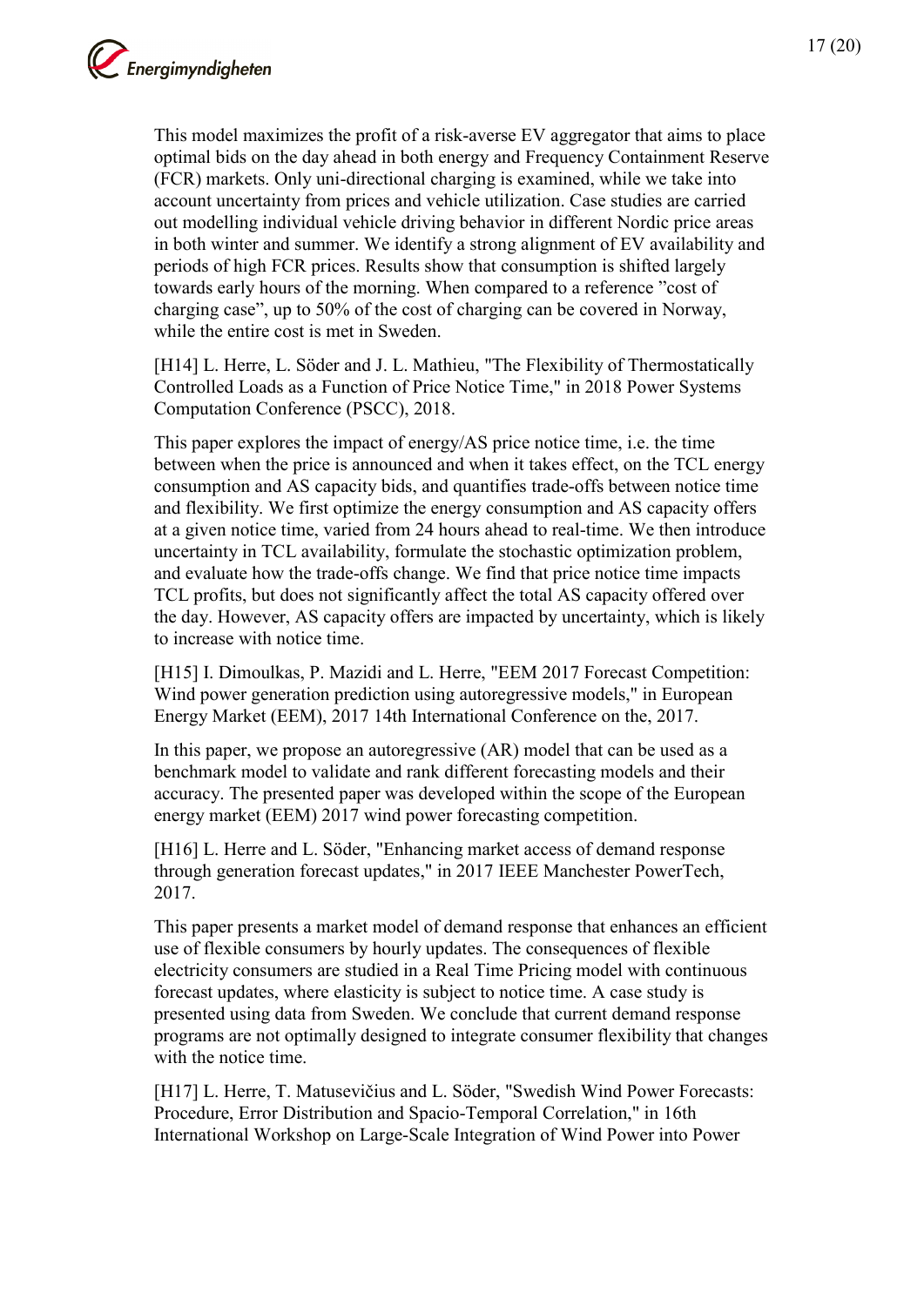This model maximizes the profit of a risk-averse EV aggregator that aims to place optimal bids on the day ahead in both energy and Frequency Containment Reserve (FCR) markets. Only uni-directional charging is examined, while we take into account uncertainty from prices and vehicle utilization. Case studies are carried out modelling individual vehicle driving behavior in different Nordic price areas in both winter and summer. We identify a strong alignment of EV availability and periods of high FCR prices. Results show that consumption is shifted largely towards early hours of the morning. When compared to a reference ”cost of charging case”, up to 50% of the cost of charging can be covered in Norway, while the entire cost is met in Sweden.

[H14] L. Herre, L. Söder and J. L. Mathieu, "The Flexibility of Thermostatically Controlled Loads as a Function of Price Notice Time," in 2018 Power Systems Computation Conference (PSCC), 2018.

This paper explores the impact of energy/AS price notice time, i.e. the time between when the price is announced and when it takes effect, on the TCL energy consumption and AS capacity bids, and quantifies trade-offs between notice time and flexibility. We first optimize the energy consumption and AS capacity offers at a given notice time, varied from 24 hours ahead to real-time. We then introduce uncertainty in TCL availability, formulate the stochastic optimization problem, and evaluate how the trade-offs change. We find that price notice time impacts TCL profits, but does not significantly affect the total AS capacity offered over the day. However, AS capacity offers are impacted by uncertainty, which is likely to increase with notice time.

[H15] I. Dimoulkas, P. Mazidi and L. Herre, "EEM 2017 Forecast Competition: Wind power generation prediction using autoregressive models," in European Energy Market (EEM), 2017 14th International Conference on the, 2017.

In this paper, we propose an autoregressive (AR) model that can be used as a benchmark model to validate and rank different forecasting models and their accuracy. The presented paper was developed within the scope of the European energy market (EEM) 2017 wind power forecasting competition.

[H16] L. Herre and L. Söder, "Enhancing market access of demand response through generation forecast updates," in 2017 IEEE Manchester PowerTech, 2017.

This paper presents a market model of demand response that enhances an efficient use of flexible consumers by hourly updates. The consequences of flexible electricity consumers are studied in a Real Time Pricing model with continuous forecast updates, where elasticity is subject to notice time. A case study is presented using data from Sweden. We conclude that current demand response programs are not optimally designed to integrate consumer flexibility that changes with the notice time.

[H17] L. Herre, T. Matusevičius and L. Söder, "Swedish Wind Power Forecasts: Procedure, Error Distribution and Spacio-Temporal Correlation," in 16th International Workshop on Large-Scale Integration of Wind Power into Power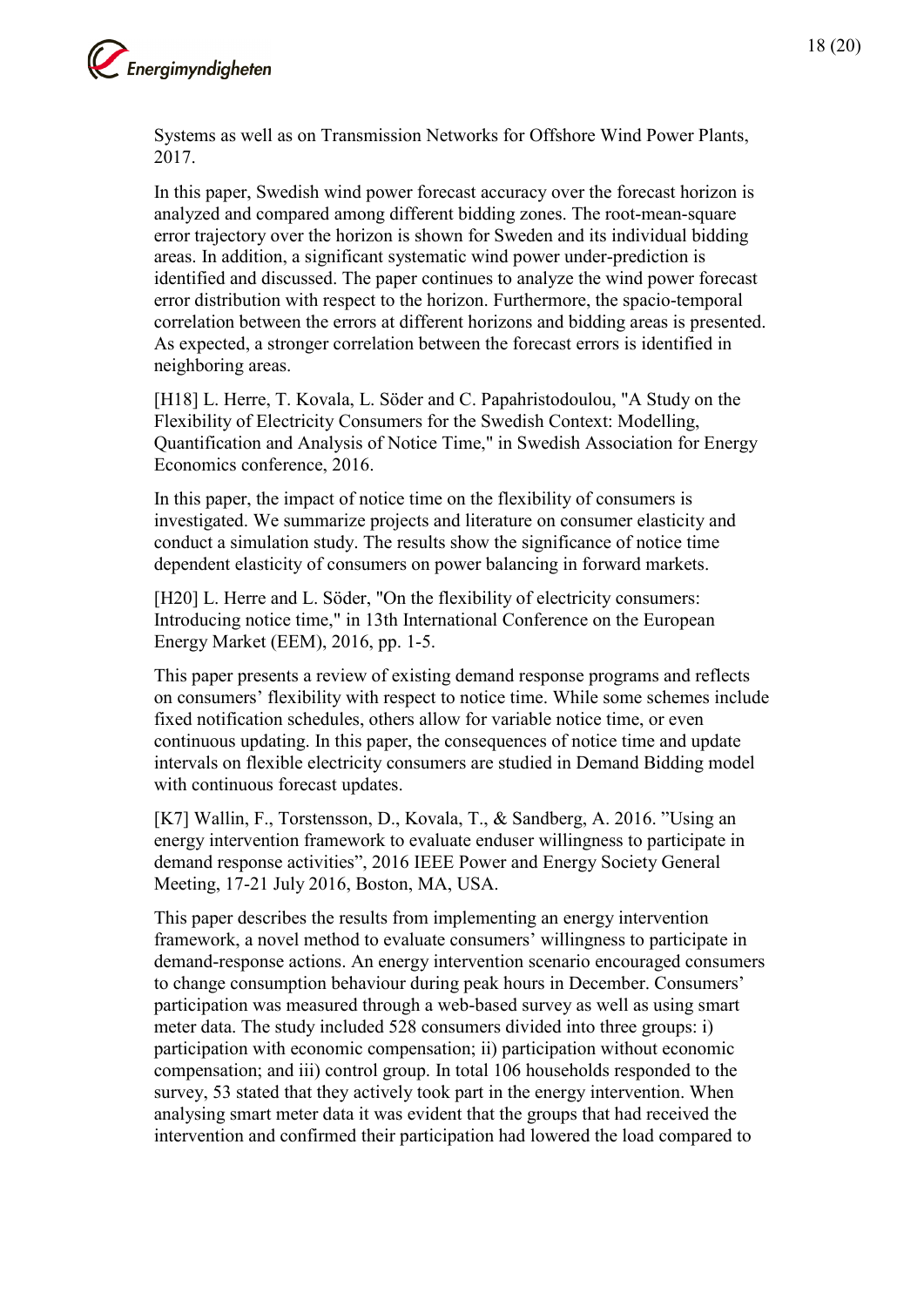Systems as well as on Transmission Networks for Offshore Wind Power Plants, 2017.

In this paper, Swedish wind power forecast accuracy over the forecast horizon is analyzed and compared among different bidding zones. The root-mean-square error trajectory over the horizon is shown for Sweden and its individual bidding areas. In addition, a significant systematic wind power under-prediction is identified and discussed. The paper continues to analyze the wind power forecast error distribution with respect to the horizon. Furthermore, the spacio-temporal correlation between the errors at different horizons and bidding areas is presented. As expected, a stronger correlation between the forecast errors is identified in neighboring areas.

[H18] L. Herre, T. Kovala, L. Söder and C. Papahristodoulou, "A Study on the Flexibility of Electricity Consumers for the Swedish Context: Modelling, Quantification and Analysis of Notice Time," in Swedish Association for Energy Economics conference, 2016.

In this paper, the impact of notice time on the flexibility of consumers is investigated. We summarize projects and literature on consumer elasticity and conduct a simulation study. The results show the significance of notice time dependent elasticity of consumers on power balancing in forward markets.

[H20] L. Herre and L. Söder, "On the flexibility of electricity consumers: Introducing notice time," in 13th International Conference on the European Energy Market (EEM), 2016, pp. 1-5.

This paper presents a review of existing demand response programs and reflects on consumers' flexibility with respect to notice time. While some schemes include fixed notification schedules, others allow for variable notice time, or even continuous updating. In this paper, the consequences of notice time and update intervals on flexible electricity consumers are studied in Demand Bidding model with continuous forecast updates.

[K7] Wallin, F., Torstensson, D., Kovala, T., & Sandberg, A. 2016. "Using an energy intervention framework to evaluate enduser willingness to participate in demand response activities", 2016 IEEE Power and Energy Society General Meeting, 17-21 July 2016, Boston, MA, USA.

This paper describes the results from implementing an energy intervention framework, a novel method to evaluate consumers' willingness to participate in demand-response actions. An energy intervention scenario encouraged consumers to change consumption behaviour during peak hours in December. Consumers' participation was measured through a web-based survey as well as using smart meter data. The study included 528 consumers divided into three groups: i) participation with economic compensation; ii) participation without economic compensation; and iii) control group. In total 106 households responded to the survey, 53 stated that they actively took part in the energy intervention. When analysing smart meter data it was evident that the groups that had received the intervention and confirmed their participation had lowered the load compared to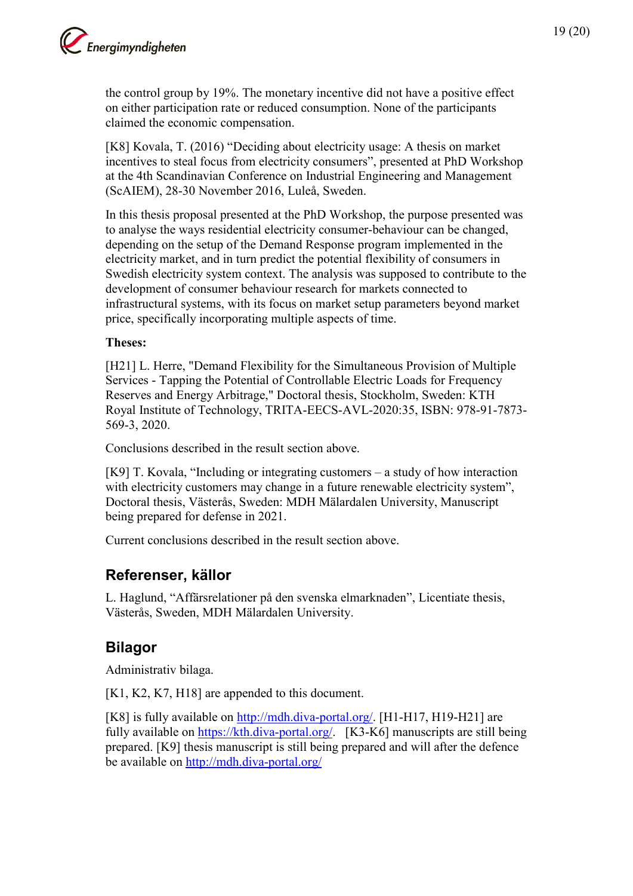the control group by 19%. The monetary incentive did not have a positive effect on either participation rate or reduced consumption. None of the participants claimed the economic compensation.

[K8] Kovala, T. (2016) "Deciding about electricity usage: A thesis on market incentives to steal focus from electricity consumers", presented at PhD Workshop at the 4th Scandinavian Conference on Industrial Engineering and Management (ScAIEM), 28-30 November 2016, Luleå, Sweden.

In this thesis proposal presented at the PhD Workshop, the purpose presented was to analyse the ways residential electricity consumer-behaviour can be changed, depending on the setup of the Demand Response program implemented in the electricity market, and in turn predict the potential flexibility of consumers in Swedish electricity system context. The analysis was supposed to contribute to the development of consumer behaviour research for markets connected to infrastructural systems, with its focus on market setup parameters beyond market price, specifically incorporating multiple aspects of time.

**Theses:**

[H21] L. Herre, "Demand Flexibility for the Simultaneous Provision of Multiple Services - Tapping the Potential of Controllable Electric Loads for Frequency Reserves and Energy Arbitrage," Doctoral thesis, Stockholm, Sweden: KTH Royal Institute of Technology, TRITA-EECS-AVL-2020:35, ISBN: 978-91-7873-569-3, 2020.

Conclusions described in the result section above.

[K9] T. Kovala, "Including or integrating customers – a study of how interaction with electricity customers may change in a future renewable electricity system", Doctoral thesis, Västerås, Sweden: MDH Mälardalen University, Manuscript being prepared for defense in 2021.

Current conclusions described in the result section above.

## Referenser, källor

L. Haglund, "Affärsrelationer på den svenska elmarknaden", Licentiate thesis, Västerås, Sweden, MDH Mälardalen University.

## Bilagor

Administrativ bilaga.

[K1, K2, K7, H18] are appended to this document.

[K8] is fully available on http://mdh.diva-portal.org/. [H1-H17, H19-H21] are fully available on https://kth.diva-portal.org/. [K3-K6] manuscripts are still being prepared. [K9] thesis manuscript is still being prepared and will after the defence be available on http://mdh.diva-portal.org/